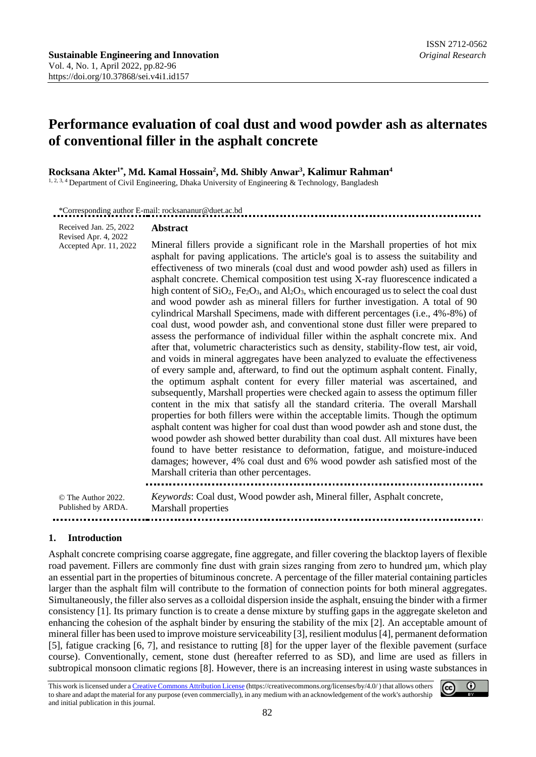# Performance evaluation of coal dust and wood powder ash as alternates of conventional filler in the asphalt concrete

**Rocksana Akter[1*], Md. Kamal Hossain[2], Md. Shibly Anwar[3], Kalimur Rahman[4]**

[1, 2, 3, 4] Department of Civil Engineering, Dhaka University of Engineering & Technology, Bangladesh

*Corresponding author E-mail: rocksananur@duet.ac.bd

Received Jan. 25, 2022
Revised Apr. 4, 2022
Accepted Apr. 11, 2022

## Abstract

Mineral fillers provide a significant role in the Marshall properties of hot mix asphalt for paving applications. The article's goal is to assess the suitability and effectiveness of two minerals (coal dust and wood powder ash) used as fillers in asphalt concrete. Chemical composition test using X-ray fluorescence indicated a high content of $SiO_2$, $Fe_2O_3$, and $Al_2O_3$, which encouraged us to select the coal dust and wood powder ash as mineral fillers for further investigation. A total of 90 cylindrical Marshall Specimens, made with different percentages (i.e., 4%-8%) of coal dust, wood powder ash, and conventional stone dust filler were prepared to assess the performance of individual filler within the asphalt concrete mix. And after that, volumetric characteristics such as density, stability-flow test, air void, and voids in mineral aggregates have been analyzed to evaluate the effectiveness of every sample and, afterward, to find out the optimum asphalt content. Finally, the optimum asphalt content for every filler material was ascertained, and subsequently, Marshall properties were checked again to assess the optimum filler content in the mix that satisfy all the standard criteria. The overall Marshall properties for both fillers were within the acceptable limits. Though the optimum asphalt content was higher for coal dust than wood powder ash and stone dust, the wood powder ash showed better durability than coal dust. All mixtures have been found to have better resistance to deformation, fatigue, and moisture-induced damages; however, 4% coal dust and 6% wood powder ash satisfied most of the Marshall criteria than other percentages.

© The Author 2022.
Published by ARDA.

*Keywords*: Coal dust, Wood powder ash, Mineral filler, Asphalt concrete, Marshall properties

## 1. Introduction

Asphalt concrete comprising coarse aggregate, fine aggregate, and filler covering the blacktop layers of flexible road pavement. Fillers are commonly fine dust with grain sizes ranging from zero to hundred μm, which play an essential part in the properties of bituminous concrete. A percentage of the filler material containing particles larger than the asphalt film will contribute to the formation of connection points for both mineral aggregates. Simultaneously, the filler also serves as a colloidal dispersion inside the asphalt, ensuing the binder with a firmer consistency [1]. Its primary function is to create a dense mixture by stuffing gaps in the aggregate skeleton and enhancing the cohesion of the asphalt binder by ensuring the stability of the mix [2]. An acceptable amount of mineral filler has been used to improve moisture serviceability [3], resilient modulus [4], permanent deformation [5], fatigue cracking [6, 7], and resistance to rutting [8] for the upper layer of the flexible pavement (surface course). Conventionally, cement, stone dust (hereafter referred to as SD), and lime are used as fillers in subtropical monsoon climatic regions [8]. However, there is an increasing interest in using waste substances in

This work is licensed under a Creative Commons Attribution License (https://creativecommons.org/licenses/by/4.0/) that allows others to share and adapt the material for any purpose (even commercially), in any medium with an acknowledgement of the work's authorship and initial publication in this journal.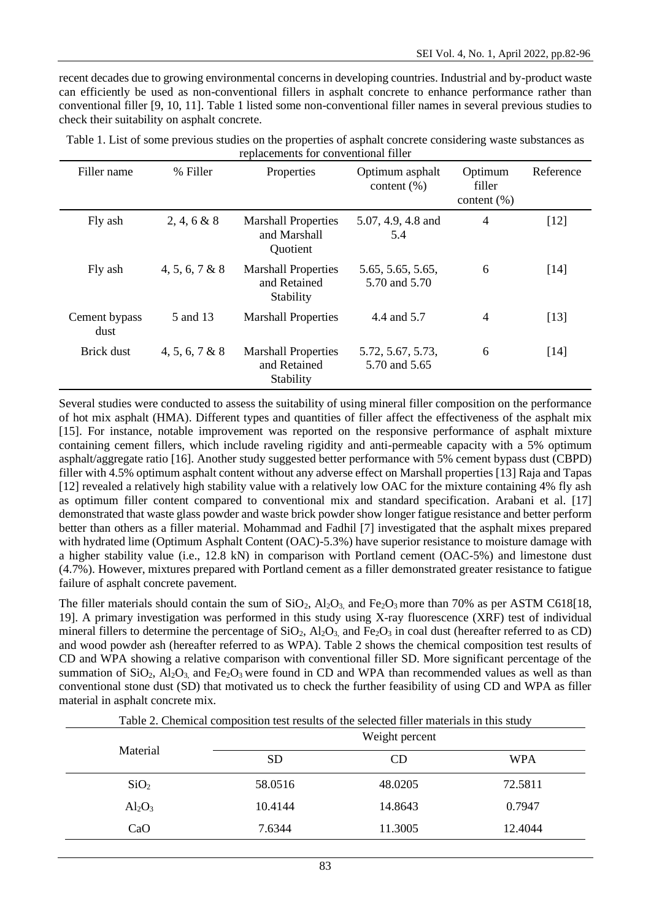recent decades due to growing environmental concerns in developing countries. Industrial and by-product waste can efficiently be used as non-conventional fillers in asphalt concrete to enhance performance rather than conventional filler [9, 10, 11]. Table 1 listed some non-conventional filler names in several previous studies to check their suitability on asphalt concrete.

Table 1. List of some previous studies on the properties of asphalt concrete considering waste substances as replacements for conventional filler

| Filler name | % Filler | Properties | Optimum asphalt content (%) | Optimum filler content (%) | Reference |
|---|---|---|---|---|---|
| Fly ash | 2, 4, 6 & 8 | Marshall Properties and Marshall Quotient | 5.07, 4.9, 4.8 and 5.4 | 4 | [12] |
| Fly ash | 4, 5, 6, 7 & 8 | Marshall Properties and Retained Stability | 5.65, 5.65, 5.65, 5.70 and 5.70 | 6 | [14] |
| Cement bypass dust | 5 and 13 | Marshall Properties | 4.4 and 5.7 | 4 | [13] |
| Brick dust | 4, 5, 6, 7 & 8 | Marshall Properties and Retained Stability | 5.72, 5.67, 5.73, 5.70 and 5.65 | 6 | [14] |

Several studies were conducted to assess the suitability of using mineral filler composition on the performance of hot mix asphalt (HMA). Different types and quantities of filler affect the effectiveness of the asphalt mix [15]. For instance, notable improvement was reported on the responsive performance of asphalt mixture containing cement fillers, which include raveling rigidity and anti-permeable capacity with a 5% optimum asphalt/aggregate ratio [16]. Another study suggested better performance with 5% cement bypass dust (CBPD) filler with 4.5% optimum asphalt content without any adverse effect on Marshall properties [13] Raja and Tapas [12] revealed a relatively high stability value with a relatively low OAC for the mixture containing 4% fly ash as optimum filler content compared to conventional mix and standard specification. Arabani et al. [17] demonstrated that waste glass powder and waste brick powder show longer fatigue resistance and better perform better than others as a filler material. Mohammad and Fadhil [7] investigated that the asphalt mixes prepared with hydrated lime (Optimum Asphalt Content (OAC)-5.3%) have superior resistance to moisture damage with a higher stability value (i.e., 12.8 kN) in comparison with Portland cement (OAC-5%) and limestone dust (4.7%). However, mixtures prepared with Portland cement as a filler demonstrated greater resistance to fatigue failure of asphalt concrete pavement.

The filler materials should contain the sum of $SiO_2$, $Al_2O_3$, and $Fe_2O_3$ more than 70% as per ASTM C618[18, 19]. A primary investigation was performed in this study using X-ray fluorescence (XRF) test of individual mineral fillers to determine the percentage of $SiO_2$, $Al_2O_3$, and $Fe_2O_3$ in coal dust (hereafter referred to as CD) and wood powder ash (hereafter referred to as WPA). Table 2 shows the chemical composition test results of CD and WPA showing a relative comparison with conventional filler SD. More significant percentage of the summation of $SiO_2$, $Al_2O_3$, and $Fe_2O_3$ were found in CD and WPA than recommended values as well as than conventional stone dust (SD) that motivated us to check the further feasibility of using CD and WPA as filler material in asphalt concrete mix.

Table 2. Chemical composition test results of the selected filler materials in this study

| Material | Weight percent | | |
|---|---|---|---|
| | SD | CD | WPA |
| $SiO_2$ | 58.0516 | 48.0205 | 72.5811 |
| $Al_2O_3$ | 10.4144 | 14.8643 | 0.7947 |
| CaO | 7.6344 | 11.3005 | 12.4044 |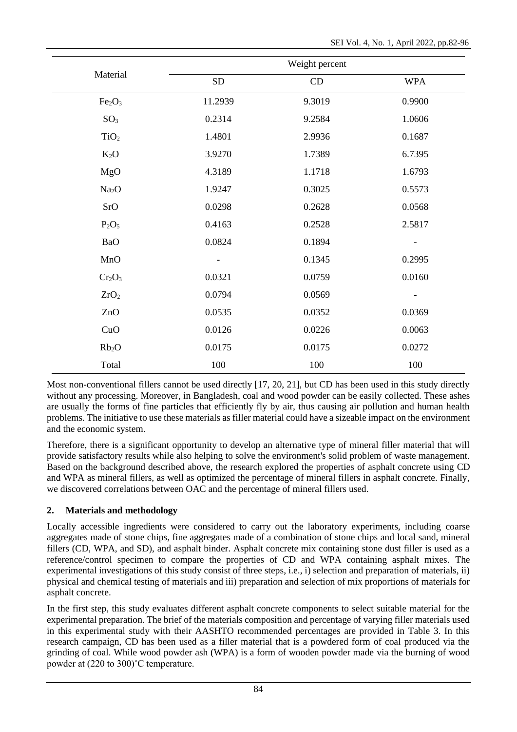| Material | Weight percent | | |
|---|---|---|---|
| | SD | CD | WPA |
| $Fe_2O_3$ | 11.2939 | 9.3019 | 0.9900 |
| $SO_3$ | 0.2314 | 9.2584 | 1.0606 |
| $TiO_2$ | 1.4801 | 2.9936 | 0.1687 |
| $K_2O$ | 3.9270 | 1.7389 | 6.7395 |
| MgO | 4.3189 | 1.1718 | 1.6793 |
| $Na_2O$ | 1.9247 | 0.3025 | 0.5573 |
| SrO | 0.0298 | 0.2628 | 0.0568 |
| $P_2O_5$ | 0.4163 | 0.2528 | 2.5817 |
| BaO | 0.0824 | 0.1894 | - |
| MnO | - | 0.1345 | 0.2995 |
| $Cr_2O_3$ | 0.0321 | 0.0759 | 0.0160 |
| $ZrO_2$ | 0.0794 | 0.0569 | - |
| ZnO | 0.0535 | 0.0352 | 0.0369 |
| CuO | 0.0126 | 0.0226 | 0.0063 |
| $Rb_2O$ | 0.0175 | 0.0175 | 0.0272 |
| Total | 100 | 100 | 100 |

Most non-conventional fillers cannot be used directly [17, 20, 21], but CD has been used in this study directly without any processing. Moreover, in Bangladesh, coal and wood powder can be easily collected. These ashes are usually the forms of fine particles that efficiently fly by air, thus causing air pollution and human health problems. The initiative to use these materials as filler material could have a sizeable impact on the environment and the economic system.

Therefore, there is a significant opportunity to develop an alternative type of mineral filler material that will provide satisfactory results while also helping to solve the environment's solid problem of waste management. Based on the background described above, the research explored the properties of asphalt concrete using CD and WPA as mineral fillers, as well as optimized the percentage of mineral fillers in asphalt concrete. Finally, we discovered correlations between OAC and the percentage of mineral fillers used.

## 2. Materials and methodology

Locally accessible ingredients were considered to carry out the laboratory experiments, including coarse aggregates made of stone chips, fine aggregates made of a combination of stone chips and local sand, mineral fillers (CD, WPA, and SD), and asphalt binder. Asphalt concrete mix containing stone dust filler is used as a reference/control specimen to compare the properties of CD and WPA containing asphalt mixes. The experimental investigations of this study consist of three steps, i.e., i) selection and preparation of materials, ii) physical and chemical testing of materials and iii) preparation and selection of mix proportions of materials for asphalt concrete.

In the first step, this study evaluates different asphalt concrete components to select suitable material for the experimental preparation. The brief of the materials composition and percentage of varying filler materials used in this experimental study with their AASHTO recommended percentages are provided in Table 3. In this research campaign, CD has been used as a filler material that is a powdered form of coal produced via the grinding of coal. While wood powder ash (WPA) is a form of wooden powder made via the burning of wood powder at (220 to 300)˚C temperature.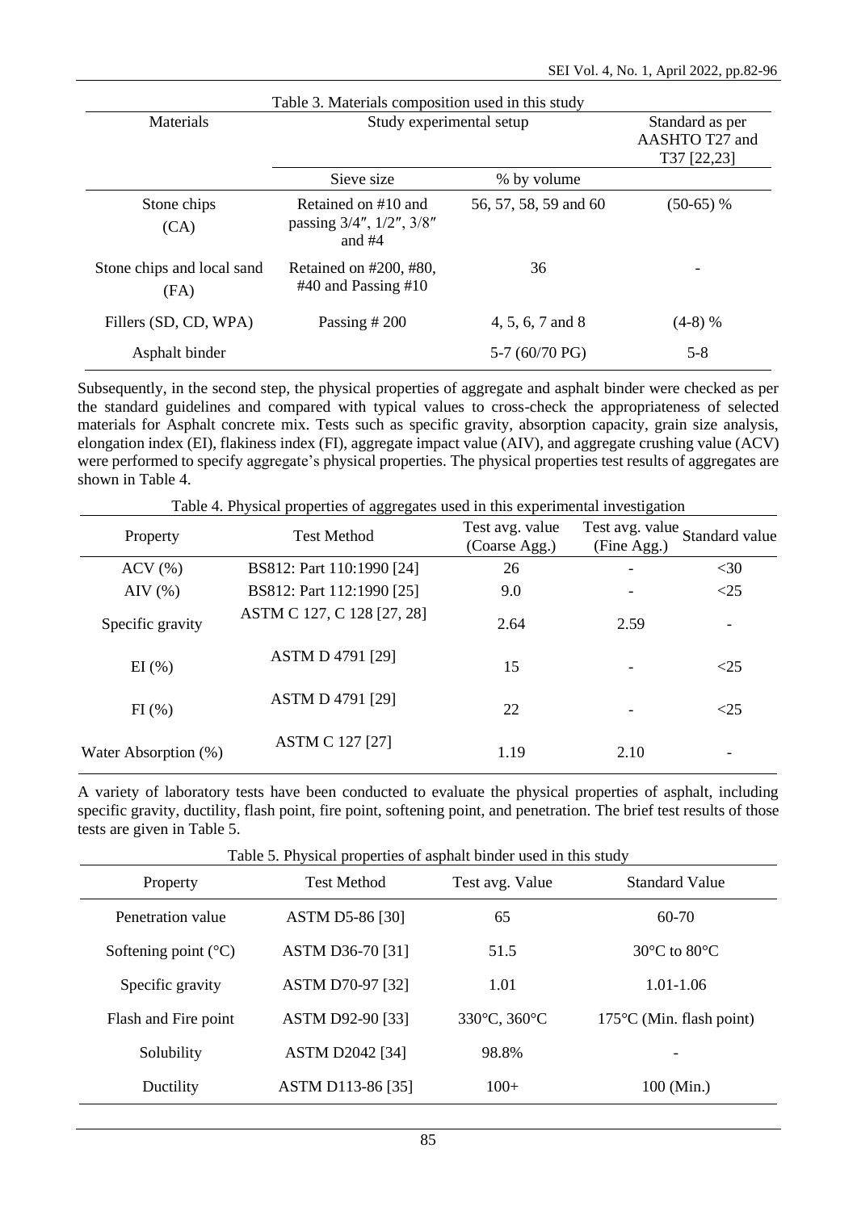Table 3. Materials composition used in this study

| Materials | Study experimental setup | | Standard as per AASHTO T27 and T37 [22,23] |
|---|---|---|---|
| | Sieve size | % by volume | |
| Stone chips (CA) | Retained on #10 and passing 3/4″, 1/2″, 3/8″ and #4 | 56, 57, 58, 59 and 60 | (50-65) % |
| Stone chips and local sand (FA) | Retained on #200, #80, #40 and Passing #10 | 36 | - |
| Fillers (SD, CD, WPA) | Passing # 200 | 4, 5, 6, 7 and 8 | (4-8) % |
| Asphalt binder | | 5-7 (60/70 PG) | 5-8 |

Subsequently, in the second step, the physical properties of aggregate and asphalt binder were checked as per the standard guidelines and compared with typical values to cross-check the appropriateness of selected materials for Asphalt concrete mix. Tests such as specific gravity, absorption capacity, grain size analysis, elongation index (EI), flakiness index (FI), aggregate impact value (AIV), and aggregate crushing value (ACV) were performed to specify aggregate's physical properties. The physical properties test results of aggregates are shown in Table 4.

Table 4. Physical properties of aggregates used in this experimental investigation

| Property | Test Method | Test avg. value (Coarse Agg.) | Test avg. value (Fine Agg.) | Standard value |
|---|---|---|---|---|
| ACV (%) | BS812: Part 110:1990 [24] | 26 | - | <30 |
| AIV (%) | BS812: Part 112:1990 [25] | 9.0 | - | <25 |
| Specific gravity | ASTM C 127, C 128 [27, 28] | 2.64 | 2.59 | - |
| EI (%) | ASTM D 4791 [29] | 15 | - | <25 |
| FI (%) | ASTM D 4791 [29] | 22 | - | <25 |
| Water Absorption (%) | ASTM C 127 [27] | 1.19 | 2.10 | - |

A variety of laboratory tests have been conducted to evaluate the physical properties of asphalt, including specific gravity, ductility, flash point, fire point, softening point, and penetration. The brief test results of those tests are given in Table 5.

Table 5. Physical properties of asphalt binder used in this study

| Property | Test Method | Test avg. Value | Standard Value |
|---|---|---|---|
| Penetration value | ASTM D5-86 [30] | 65 | 60-70 |
| Softening point (°C) | ASTM D36-70 [31] | 51.5 | 30°C to 80°C |
| Specific gravity | ASTM D70-97 [32] | 1.01 | 1.01-1.06 |
| Flash and Fire point | ASTM D92-90 [33] | 330°C, 360°C | 175°C (Min. flash point) |
| Solubility | ASTM D2042 [34] | 98.8% | - |
| Ductility | ASTM D113-86 [35] | 100+ | 100 (Min.) |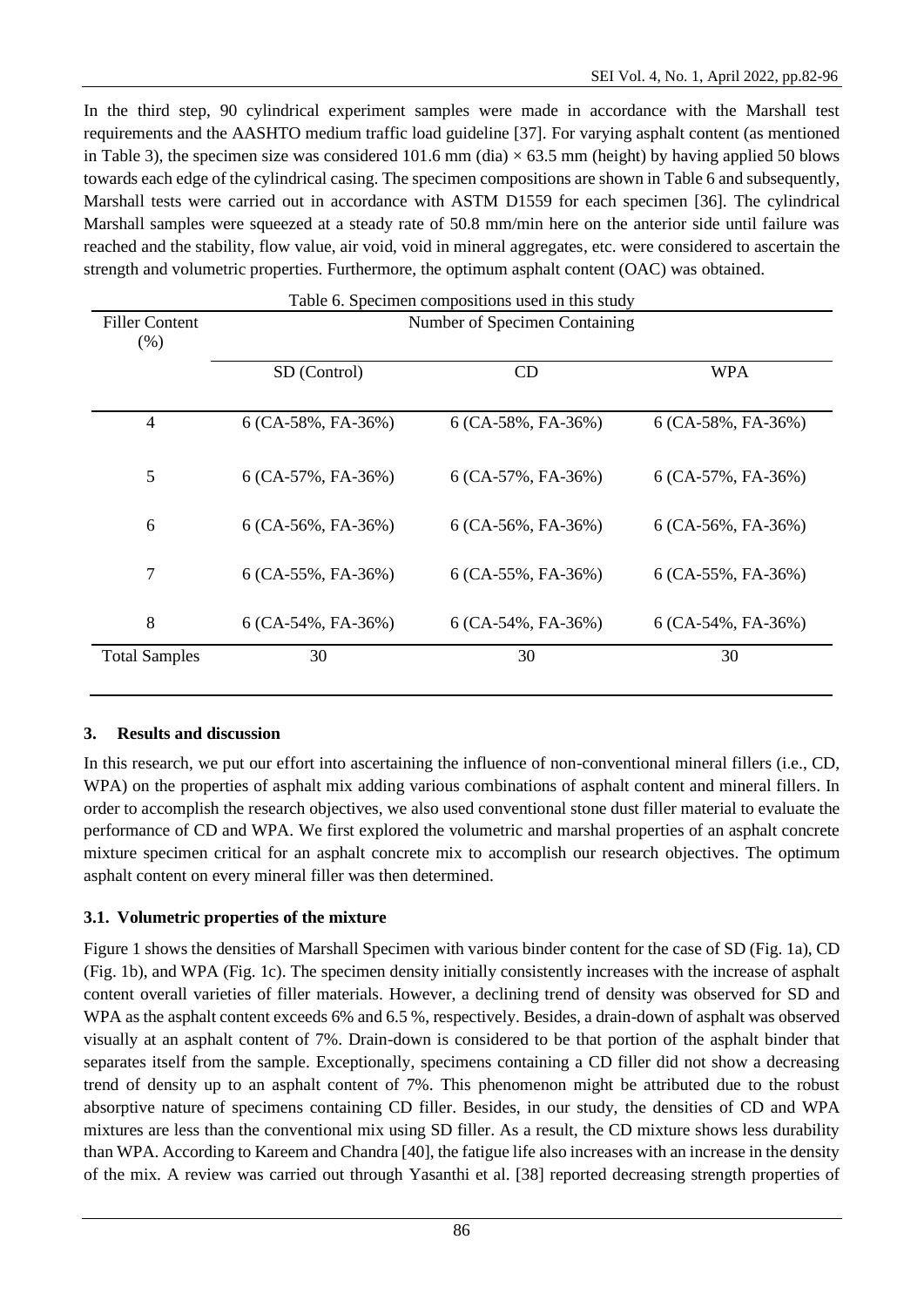In the third step, 90 cylindrical experiment samples were made in accordance with the Marshall test requirements and the AASHTO medium traffic load guideline [37]. For varying asphalt content (as mentioned in Table 3), the specimen size was considered 101.6 mm (dia) × 63.5 mm (height) by having applied 50 blows towards each edge of the cylindrical casing. The specimen compositions are shown in Table 6 and subsequently, Marshall tests were carried out in accordance with ASTM D1559 for each specimen [36]. The cylindrical Marshall samples were squeezed at a steady rate of 50.8 mm/min here on the anterior side until failure was reached and the stability, flow value, air void, void in mineral aggregates, etc. were considered to ascertain the strength and volumetric properties. Furthermore, the optimum asphalt content (OAC) was obtained.

Table 6. Specimen compositions used in this study

| Filler Content (%) | Number of Specimen Containing | | |
|---|---|---|---|
| | SD (Control) | CD | WPA |
| 4 | 6 (CA-58%, FA-36%) | 6 (CA-58%, FA-36%) | 6 (CA-58%, FA-36%) |
| 5 | 6 (CA-57%, FA-36%) | 6 (CA-57%, FA-36%) | 6 (CA-57%, FA-36%) |
| 6 | 6 (CA-56%, FA-36%) | 6 (CA-56%, FA-36%) | 6 (CA-56%, FA-36%) |
| 7 | 6 (CA-55%, FA-36%) | 6 (CA-55%, FA-36%) | 6 (CA-55%, FA-36%) |
| 8 | 6 (CA-54%, FA-36%) | 6 (CA-54%, FA-36%) | 6 (CA-54%, FA-36%) |
| Total Samples | 30 | 30 | 30 |

## 3. Results and discussion

In this research, we put our effort into ascertaining the influence of non-conventional mineral fillers (i.e., CD, WPA) on the properties of asphalt mix adding various combinations of asphalt content and mineral fillers. In order to accomplish the research objectives, we also used conventional stone dust filler material to evaluate the performance of CD and WPA. We first explored the volumetric and marshal properties of an asphalt concrete mixture specimen critical for an asphalt concrete mix to accomplish our research objectives. The optimum asphalt content on every mineral filler was then determined.

### 3.1. Volumetric properties of the mixture

Figure 1 shows the densities of Marshall Specimen with various binder content for the case of SD (Fig. 1a), CD (Fig. 1b), and WPA (Fig. 1c). The specimen density initially consistently increases with the increase of asphalt content overall varieties of filler materials. However, a declining trend of density was observed for SD and WPA as the asphalt content exceeds 6% and 6.5 %, respectively. Besides, a drain-down of asphalt was observed visually at an asphalt content of 7%. Drain-down is considered to be that portion of the asphalt binder that separates itself from the sample. Exceptionally, specimens containing a CD filler did not show a decreasing trend of density up to an asphalt content of 7%. This phenomenon might be attributed due to the robust absorptive nature of specimens containing CD filler. Besides, in our study, the densities of CD and WPA mixtures are less than the conventional mix using SD filler. As a result, the CD mixture shows less durability than WPA. According to Kareem and Chandra [40], the fatigue life also increases with an increase in the density of the mix. A review was carried out through Yasanthi et al. [38] reported decreasing strength properties of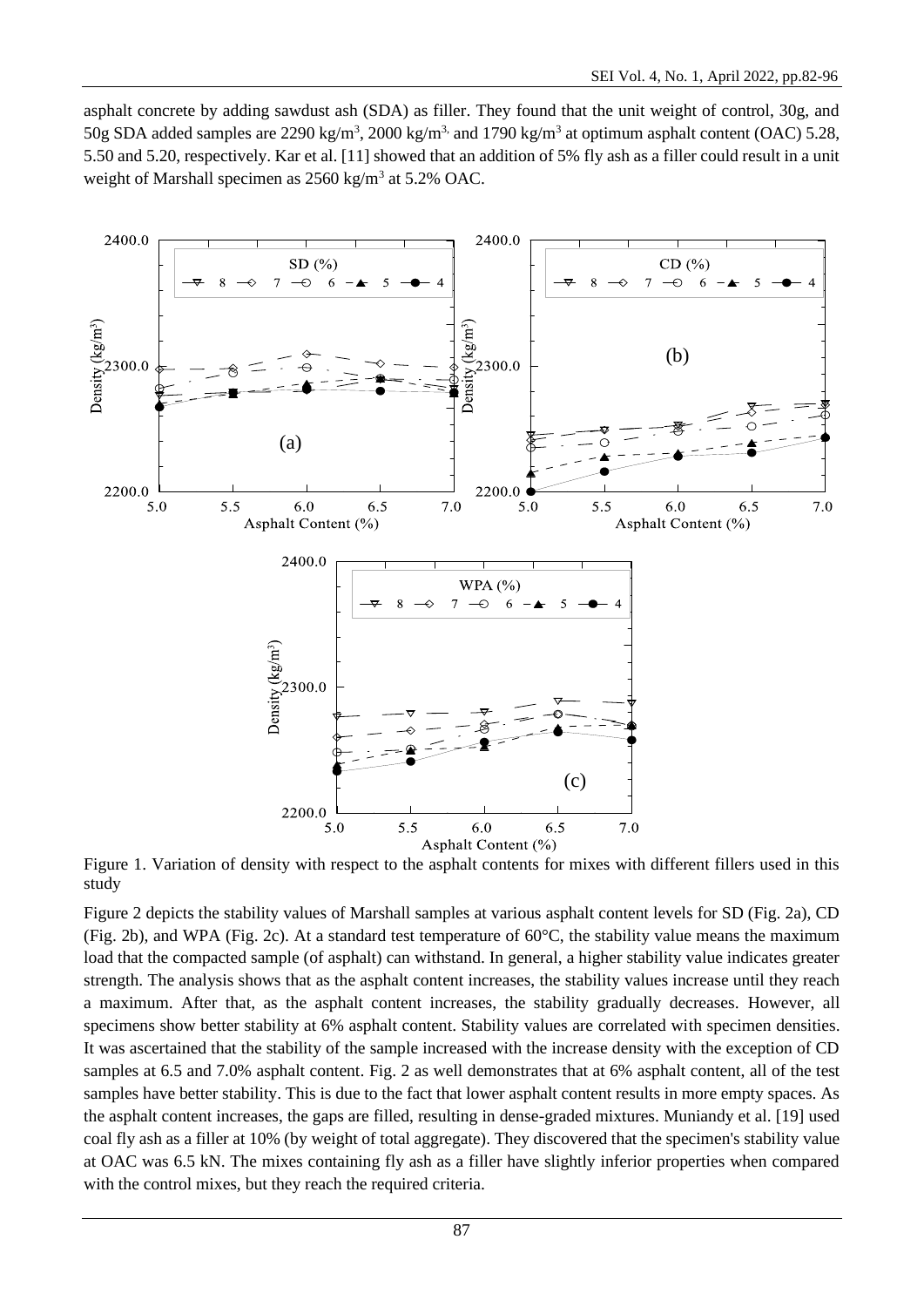asphalt concrete by adding sawdust ash (SDA) as filler. They found that the unit weight of control, 30g, and 50g SDA added samples are 2290 kg/m$^3$, 2000 kg/m$^3$, and 1790 kg/m$^3$ at optimum asphalt content (OAC) 5.28, 5.50 and 5.20, respectively. Kar et al. [11] showed that an addition of 5% fly ash as a filler could result in a unit weight of Marshall specimen as 2560 kg/m$^3$ at 5.2% OAC.

Figure 1. Variation of density with respect to the asphalt contents for mixes with different fillers used in this study

Figure 2 depicts the stability values of Marshall samples at various asphalt content levels for SD (Fig. 2a), CD (Fig. 2b), and WPA (Fig. 2c). At a standard test temperature of 60°C, the stability value means the maximum load that the compacted sample (of asphalt) can withstand. In general, a higher stability value indicates greater strength. The analysis shows that as the asphalt content increases, the stability values increase until they reach a maximum. After that, as the asphalt content increases, the stability gradually decreases. However, all specimens show better stability at 6% asphalt content. Stability values are correlated with specimen densities. It was ascertained that the stability of the sample increased with the increase density with the exception of CD samples at 6.5 and 7.0% asphalt content. Fig. 2 as well demonstrates that at 6% asphalt content, all of the test samples have better stability. This is due to the fact that lower asphalt content results in more empty spaces. As the asphalt content increases, the gaps are filled, resulting in dense-graded mixtures. Muniandy et al. [19] used coal fly ash as a filler at 10% (by weight of total aggregate). They discovered that the specimen's stability value at OAC was 6.5 kN. The mixes containing fly ash as a filler have slightly inferior properties when compared with the control mixes, but they reach the required criteria.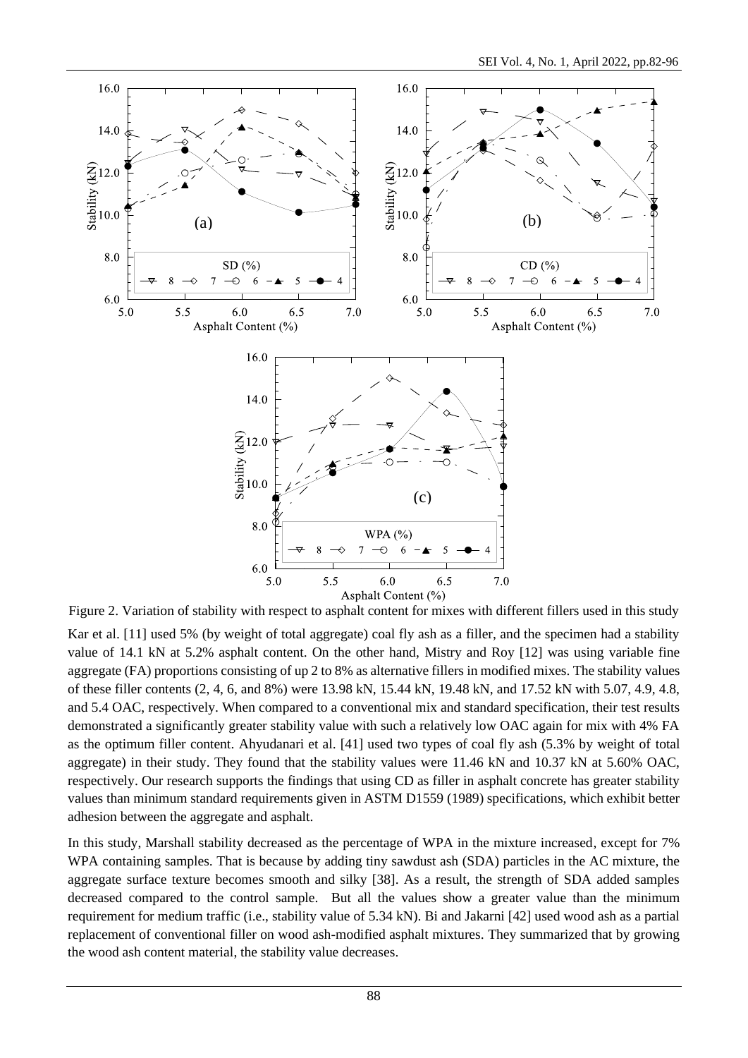Figure 2. Variation of stability with respect to asphalt content for mixes with different fillers used in this study

Kar et al. [11] used 5% (by weight of total aggregate) coal fly ash as a filler, and the specimen had a stability value of 14.1 kN at 5.2% asphalt content. On the other hand, Mistry and Roy [12] was using variable fine aggregate (FA) proportions consisting of up 2 to 8% as alternative fillers in modified mixes. The stability values of these filler contents (2, 4, 6, and 8%) were 13.98 kN, 15.44 kN, 19.48 kN, and 17.52 kN with 5.07, 4.9, 4.8, and 5.4 OAC, respectively. When compared to a conventional mix and standard specification, their test results demonstrated a significantly greater stability value with such a relatively low OAC again for mix with 4% FA as the optimum filler content. Ahyudanari et al. [41] used two types of coal fly ash (5.3% by weight of total aggregate) in their study. They found that the stability values were 11.46 kN and 10.37 kN at 5.60% OAC, respectively. Our research supports the findings that using CD as filler in asphalt concrete has greater stability values than minimum standard requirements given in ASTM D1559 (1989) specifications, which exhibit better adhesion between the aggregate and asphalt.

In this study, Marshall stability decreased as the percentage of WPA in the mixture increased, except for 7% WPA containing samples. That is because by adding tiny sawdust ash (SDA) particles in the AC mixture, the aggregate surface texture becomes smooth and silky [38]. As a result, the strength of SDA added samples decreased compared to the control sample. But all the values show a greater value than the minimum requirement for medium traffic (i.e., stability value of 5.34 kN). Bi and Jakarni [42] used wood ash as a partial replacement of conventional filler on wood ash-modified asphalt mixtures. They summarized that by growing the wood ash content material, the stability value decreases.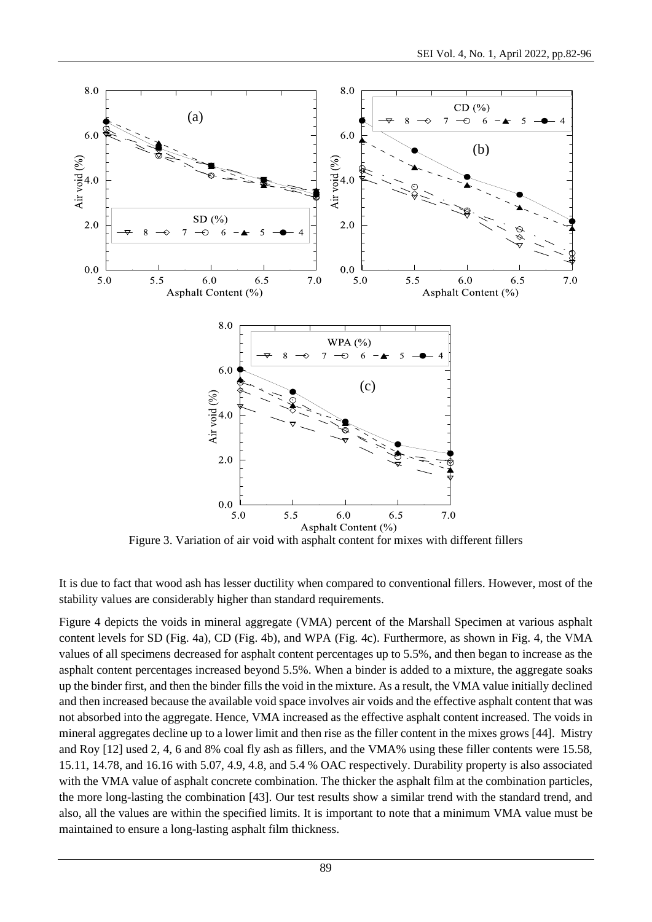Figure 3. Variation of air void with asphalt content for mixes with different fillers

It is due to fact that wood ash has lesser ductility when compared to conventional fillers. However, most of the stability values are considerably higher than standard requirements.

Figure 4 depicts the voids in mineral aggregate (VMA) percent of the Marshall Specimen at various asphalt content levels for SD (Fig. 4a), CD (Fig. 4b), and WPA (Fig. 4c). Furthermore, as shown in Fig. 4, the VMA values of all specimens decreased for asphalt content percentages up to 5.5%, and then began to increase as the asphalt content percentages increased beyond 5.5%. When a binder is added to a mixture, the aggregate soaks up the binder first, and then the binder fills the void in the mixture. As a result, the VMA value initially declined and then increased because the available void space involves air voids and the effective asphalt content that was not absorbed into the aggregate. Hence, VMA increased as the effective asphalt content increased. The voids in mineral aggregates decline up to a lower limit and then rise as the filler content in the mixes grows [44]. Mistry and Roy [12] used 2, 4, 6 and 8% coal fly ash as fillers, and the VMA% using these filler contents were 15.58, 15.11, 14.78, and 16.16 with 5.07, 4.9, 4.8, and 5.4 % OAC respectively. Durability property is also associated with the VMA value of asphalt concrete combination. The thicker the asphalt film at the combination particles, the more long-lasting the combination [43]. Our test results show a similar trend with the standard trend, and also, all the values are within the specified limits. It is important to note that a minimum VMA value must be maintained to ensure a long-lasting asphalt film thickness.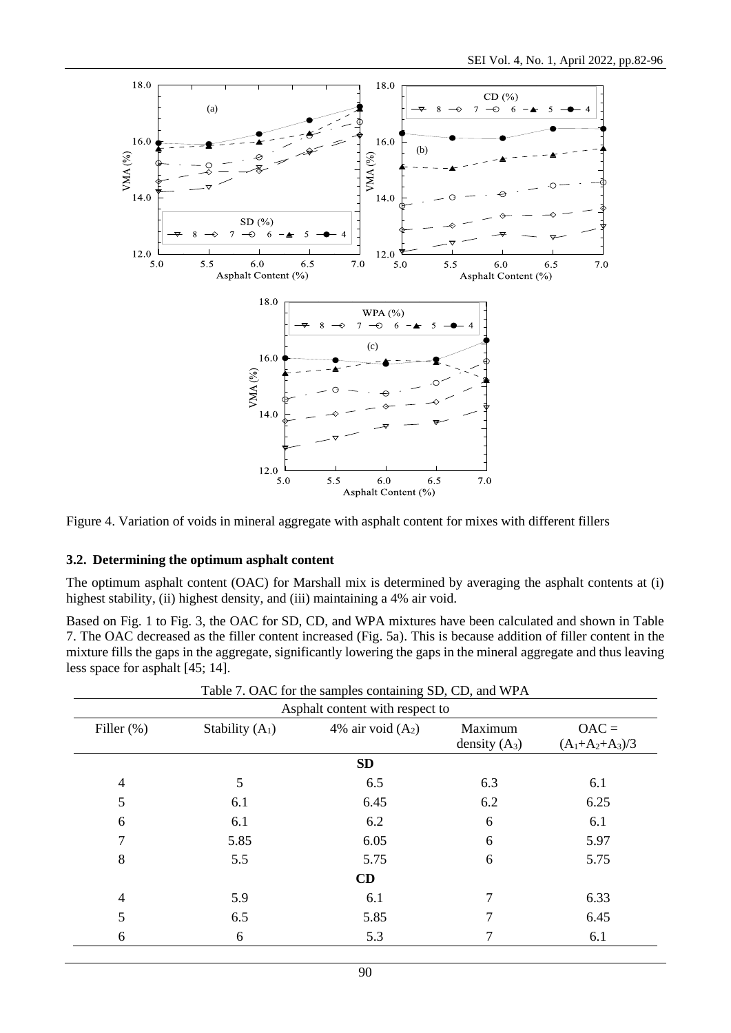Figure 4. Variation of voids in mineral aggregate with asphalt content for mixes with different fillers

### 3.2. Determining the optimum asphalt content

The optimum asphalt content (OAC) for Marshall mix is determined by averaging the asphalt contents at (i) highest stability, (ii) highest density, and (iii) maintaining a 4% air void.

Based on Fig. 1 to Fig. 3, the OAC for SD, CD, and WPA mixtures have been calculated and shown in Table 7. The OAC decreased as the filler content increased (Fig. 5a). This is because addition of filler content in the mixture fills the gaps in the aggregate, significantly lowering the gaps in the mineral aggregate and thus leaving less space for asphalt [45; 14].

Table 7. OAC for the samples containing SD, CD, and WPA

| Asphalt content with respect to | | | | |
|---|---|---|---|---|
| Filler (%) | Stability ($A_1$) | 4% air void ($A_2$) | Maximum density ($A_3$) | OAC = $(A_1+A_2+A_3)/3$ |
| | | **SD** | | |
| 4 | 5 | 6.5 | 6.3 | 6.1 |
| 5 | 6.1 | 6.45 | 6.2 | 6.25 |
| 6 | 6.1 | 6.2 | 6 | 6.1 |
| 7 | 5.85 | 6.05 | 6 | 5.97 |
| 8 | 5.5 | 5.75 | 6 | 5.75 |
| | | **CD** | | |
| 4 | 5.9 | 6.1 | 7 | 6.33 |
| 5 | 6.5 | 5.85 | 7 | 6.45 |
| 6 | 6 | 5.3 | 7 | 6.1 |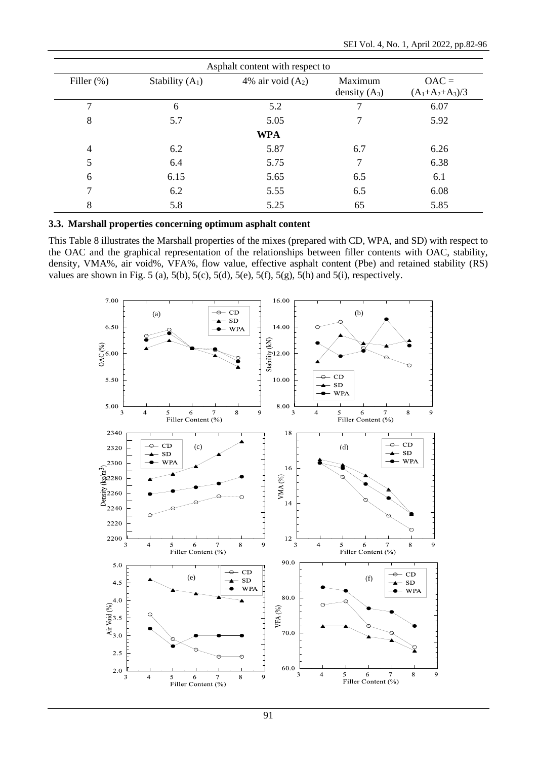| Asphalt content with respect to | | | | |
|---|---|---|---|---|
| Filler (%) | Stability ($A_1$) | 4% air void ($A_2$) | Maximum density ($A_3$) | OAC = ($A_1$+$A_2$+$A_3$)/3 |
| 7 | 6 | 5.2 | 7 | 6.07 |
| 8 | 5.7 | 5.05 | 7 | 5.92 |
| **WPA** | | | | |
| 4 | 6.2 | 5.87 | 6.7 | 6.26 |
| 5 | 6.4 | 5.75 | 7 | 6.38 |
| 6 | 6.15 | 5.65 | 6.5 | 6.1 |
| 7 | 6.2 | 5.55 | 6.5 | 6.08 |
| 8 | 5.8 | 5.25 | 65 | 5.85 |

### 3.3. Marshall properties concerning optimum asphalt content

This Table 8 illustrates the Marshall properties of the mixes (prepared with CD, WPA, and SD) with respect to the OAC and the graphical representation of the relationships between filler contents with OAC, stability, density, VMA%, air void%, VFA%, flow value, effective asphalt content (Pbe) and retained stability (RS) values are shown in Fig. 5 (a), 5(b), 5(c), 5(d), 5(e), 5(f), 5(g), 5(h) and 5(i), respectively.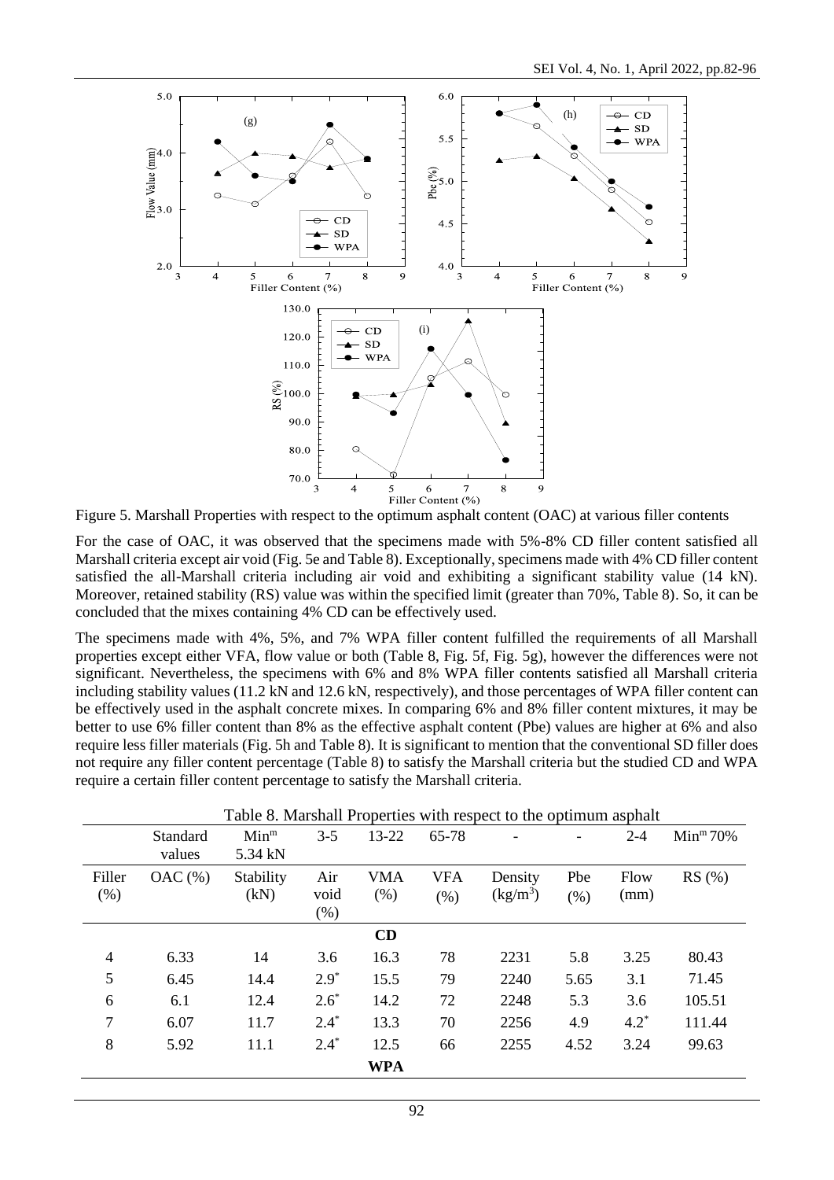Figure 5. Marshall Properties with respect to the optimum asphalt content (OAC) at various filler contents

For the case of OAC, it was observed that the specimens made with 5%-8% CD filler content satisfied all Marshall criteria except air void (Fig. 5e and Table 8). Exceptionally, specimens made with 4% CD filler content satisfied the all-Marshall criteria including air void and exhibiting a significant stability value (14 kN). Moreover, retained stability (RS) value was within the specified limit (greater than 70%, Table 8). So, it can be concluded that the mixes containing 4% CD can be effectively used.

The specimens made with 4%, 5%, and 7% WPA filler content fulfilled the requirements of all Marshall properties except either VFA, flow value or both (Table 8, Fig. 5f, Fig. 5g), however the differences were not significant. Nevertheless, the specimens with 6% and 8% WPA filler contents satisfied all Marshall criteria including stability values (11.2 kN and 12.6 kN, respectively), and those percentages of WPA filler content can be effectively used in the asphalt concrete mixes. In comparing 6% and 8% filler content mixtures, it may be better to use 6% filler content than 8% as the effective asphalt content (Pbe) values are higher at 6% and also require less filler materials (Fig. 5h and Table 8). It is significant to mention that the conventional SD filler does not require any filler content percentage (Table 8) to satisfy the Marshall criteria but the studied CD and WPA require a certain filler content percentage to satisfy the Marshall criteria.

Table 8. Marshall Properties with respect to the optimum asphalt

| | Standard values | Min$^{m}$ 5.34 kN | 3-5 | 13-22 | 65-78 | - | - | 2-4 | Min$^{m}$ 70% |
|---|---|---|---|---|---|---|---|---|---|
| Filler (%) | OAC (%) | Stability (kN) | Air void (%) | VMA (%) | VFA (%) | Density (kg/m$^3$) | Pbe (%) | Flow (mm) | RS (%) |
| | | | | **CD** | | | | | |
| 4 | 6.33 | 14 | 3.6 | 16.3 | 78 | 2231 | 5.8 | 3.25 | 80.43 |
| 5 | 6.45 | 14.4 | 2.9$^*$ | 15.5 | 79 | 2240 | 5.65 | 3.1 | 71.45 |
| 6 | 6.1 | 12.4 | 2.6$^*$ | 14.2 | 72 | 2248 | 5.3 | 3.6 | 105.51 |
| 7 | 6.07 | 11.7 | 2.4$^*$ | 13.3 | 70 | 2256 | 4.9 | 4.2$^*$ | 111.44 |
| 8 | 5.92 | 11.1 | 2.4$^*$ | 12.5 | 66 | 2255 | 4.52 | 3.24 | 99.63 |
| | | | | **WPA** | | | | | |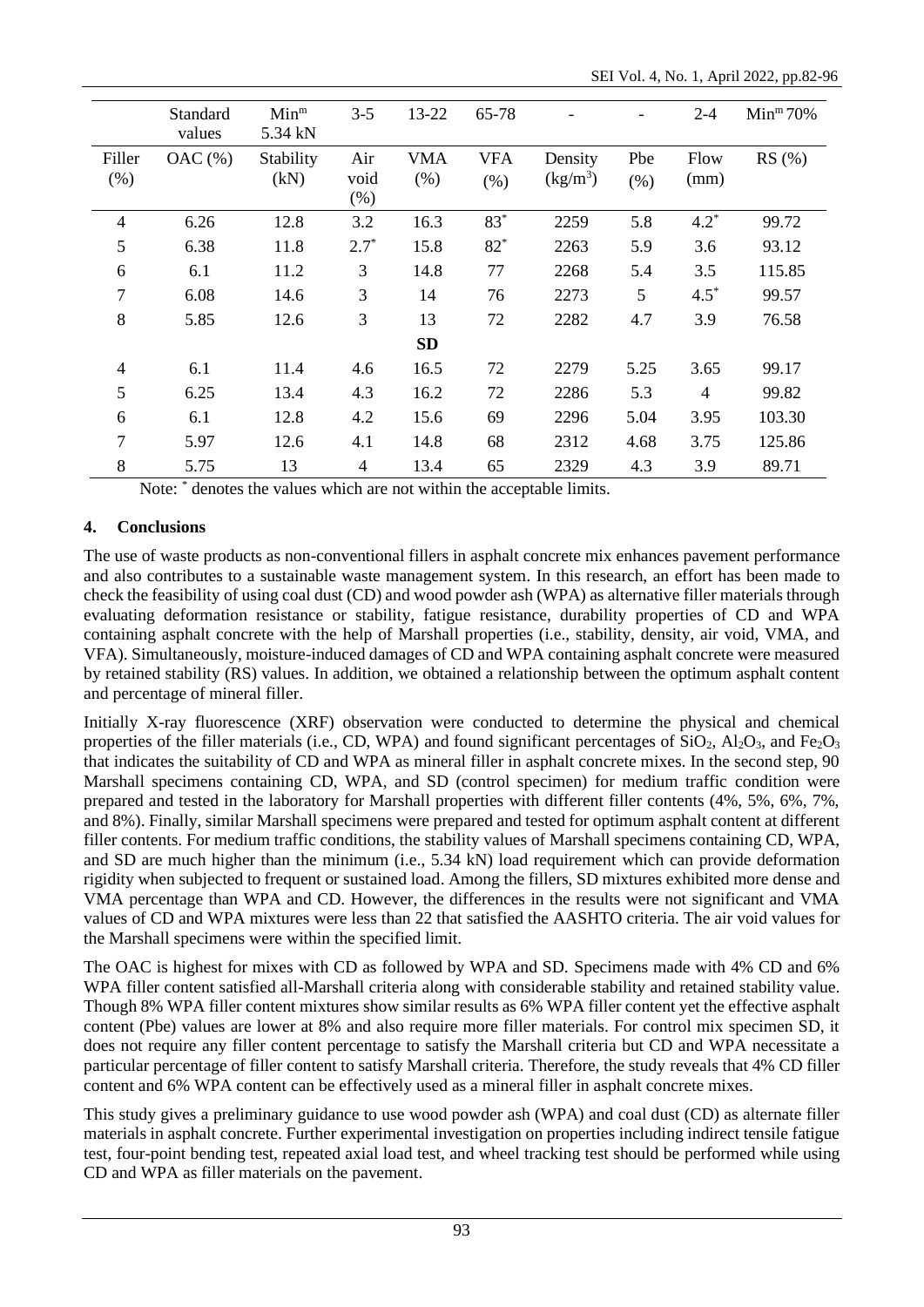| | Standard values | Min[m] 5.34 kN | 3-5 | 13-22 | 65-78 | - | - | 2-4 | Min[m] 70% |
|---|---|---|---|---|---|---|---|---|---|
| Filler (%) | OAC (%) | Stability (kN) | Air void (%) | VMA (%) | VFA (%) | Density ($kg/m^3$) | Pbe (%) | Flow (mm) | RS (%) |
| 4 | 6.26 | 12.8 | 3.2 | 16.3 | 83* | 2259 | 5.8 | 4.2* | 99.72 |
| 5 | 6.38 | 11.8 | 2.7* | 15.8 | 82* | 2263 | 5.9 | 3.6 | 93.12 |
| 6 | 6.1 | 11.2 | 3 | 14.8 | 77 | 2268 | 5.4 | 3.5 | 115.85 |
| 7 | 6.08 | 14.6 | 3 | 14 | 76 | 2273 | 5 | 4.5* | 99.57 |
| 8 | 5.85 | 12.6 | 3 | 13 | 72 | 2282 | 4.7 | 3.9 | 76.58 |
| | | | | **SD** | | | | | |
| 4 | 6.1 | 11.4 | 4.6 | 16.5 | 72 | 2279 | 5.25 | 3.65 | 99.17 |
| 5 | 6.25 | 13.4 | 4.3 | 16.2 | 72 | 2286 | 5.3 | 4 | 99.82 |
| 6 | 6.1 | 12.8 | 4.2 | 15.6 | 69 | 2296 | 5.04 | 3.95 | 103.30 |
| 7 | 5.97 | 12.6 | 4.1 | 14.8 | 68 | 2312 | 4.68 | 3.75 | 125.86 |
| 8 | 5.75 | 13 | 4 | 13.4 | 65 | 2329 | 4.3 | 3.9 | 89.71 |

Note: * denotes the values which are not within the acceptable limits.

## 4. Conclusions

The use of waste products as non-conventional fillers in asphalt concrete mix enhances pavement performance and also contributes to a sustainable waste management system. In this research, an effort has been made to check the feasibility of using coal dust (CD) and wood powder ash (WPA) as alternative filler materials through evaluating deformation resistance or stability, fatigue resistance, durability properties of CD and WPA containing asphalt concrete with the help of Marshall properties (i.e., stability, density, air void, VMA, and VFA). Simultaneously, moisture-induced damages of CD and WPA containing asphalt concrete were measured by retained stability (RS) values. In addition, we obtained a relationship between the optimum asphalt content and percentage of mineral filler.

Initially X-ray fluorescence (XRF) observation were conducted to determine the physical and chemical properties of the filler materials (i.e., CD, WPA) and found significant percentages of $SiO_2$, $Al_2O_3$, and $Fe_2O_3$ that indicates the suitability of CD and WPA as mineral filler in asphalt concrete mixes. In the second step, 90 Marshall specimens containing CD, WPA, and SD (control specimen) for medium traffic condition were prepared and tested in the laboratory for Marshall properties with different filler contents (4%, 5%, 6%, 7%, and 8%). Finally, similar Marshall specimens were prepared and tested for optimum asphalt content at different filler contents. For medium traffic conditions, the stability values of Marshall specimens containing CD, WPA, and SD are much higher than the minimum (i.e., 5.34 kN) load requirement which can provide deformation rigidity when subjected to frequent or sustained load. Among the fillers, SD mixtures exhibited more dense and VMA percentage than WPA and CD. However, the differences in the results were not significant and VMA values of CD and WPA mixtures were less than 22 that satisfied the AASHTO criteria. The air void values for the Marshall specimens were within the specified limit.

The OAC is highest for mixes with CD as followed by WPA and SD. Specimens made with 4% CD and 6% WPA filler content satisfied all-Marshall criteria along with considerable stability and retained stability value. Though 8% WPA filler content mixtures show similar results as 6% WPA filler content yet the effective asphalt content (Pbe) values are lower at 8% and also require more filler materials. For control mix specimen SD, it does not require any filler content percentage to satisfy the Marshall criteria but CD and WPA necessitate a particular percentage of filler content to satisfy Marshall criteria. Therefore, the study reveals that 4% CD filler content and 6% WPA content can be effectively used as a mineral filler in asphalt concrete mixes.

This study gives a preliminary guidance to use wood powder ash (WPA) and coal dust (CD) as alternate filler materials in asphalt concrete. Further experimental investigation on properties including indirect tensile fatigue test, four-point bending test, repeated axial load test, and wheel tracking test should be performed while using CD and WPA as filler materials on the pavement.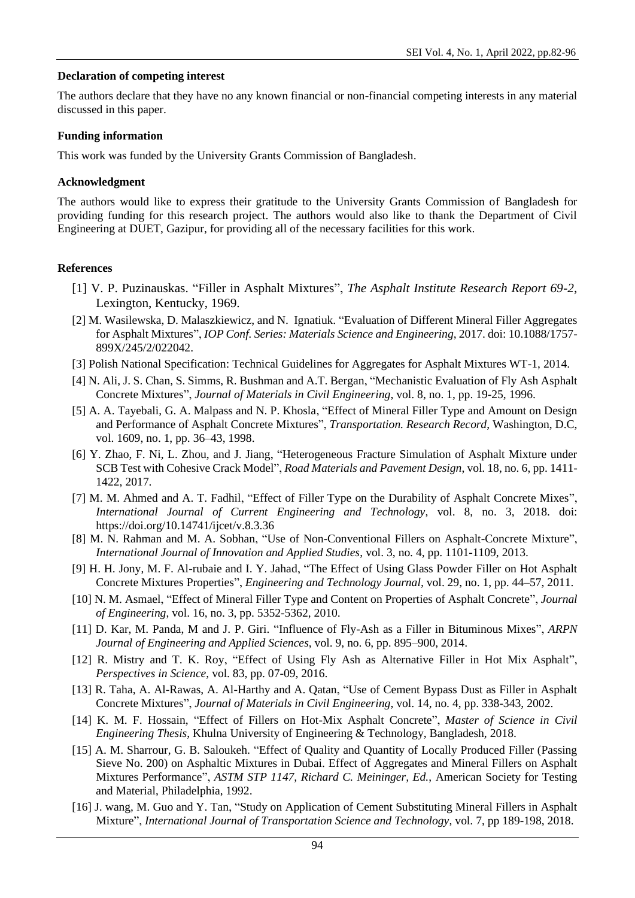**Declaration of competing interest**

The authors declare that they have no any known financial or non-financial competing interests in any material discussed in this paper.

**Funding information**

This work was funded by the University Grants Commission of Bangladesh.

**Acknowledgment**

The authors would like to express their gratitude to the University Grants Commission of Bangladesh for providing funding for this research project. The authors would also like to thank the Department of Civil Engineering at DUET, Gazipur, for providing all of the necessary facilities for this work.

**References**

[1] V. P. Puzinauskas. "Filler in Asphalt Mixtures", *The Asphalt Institute Research Report 69-2*, Lexington, Kentucky, 1969.

[2] M. Wasilewska, D. Malaszkiewicz, and N. Ignatiuk. "Evaluation of Different Mineral Filler Aggregates for Asphalt Mixtures", *IOP Conf. Series: Materials Science and Engineering*, 2017. doi: 10.1088/1757-899X/245/2/022042.

[3] Polish National Specification: Technical Guidelines for Aggregates for Asphalt Mixtures WT-1, 2014.

[4] N. Ali, J. S. Chan, S. Simms, R. Bushman and A.T. Bergan, "Mechanistic Evaluation of Fly Ash Asphalt Concrete Mixtures", *Journal of Materials in Civil Engineering*, vol. 8, no. 1, pp. 19-25, 1996.

[5] A. A. Tayebali, G. A. Malpass and N. P. Khosla, "Effect of Mineral Filler Type and Amount on Design and Performance of Asphalt Concrete Mixtures", *Transportation. Research Record*, Washington, D.C, vol. 1609, no. 1, pp. 36–43, 1998.

[6] Y. Zhao, F. Ni, L. Zhou, and J. Jiang, "Heterogeneous Fracture Simulation of Asphalt Mixture under SCB Test with Cohesive Crack Model", *Road Materials and Pavement Design*, vol. 18, no. 6, pp. 1411-1422, 2017.

[7] M. M. Ahmed and A. T. Fadhil, "Effect of Filler Type on the Durability of Asphalt Concrete Mixes", *International Journal of Current Engineering and Technology*, vol. 8, no. 3, 2018. doi: https://doi.org/10.14741/ijcet/v.8.3.36

[8] M. N. Rahman and M. A. Sobhan, "Use of Non-Conventional Fillers on Asphalt-Concrete Mixture", *International Journal of Innovation and Applied Studies*, vol. 3, no. 4, pp. 1101-1109, 2013.

[9] H. H. Jony, M. F. Al-rubaie and I. Y. Jahad, "The Effect of Using Glass Powder Filler on Hot Asphalt Concrete Mixtures Properties", *Engineering and Technology Journal*, vol. 29, no. 1, pp. 44–57, 2011.

[10] N. M. Asmael, "Effect of Mineral Filler Type and Content on Properties of Asphalt Concrete", *Journal of Engineering*, vol. 16, no. 3, pp. 5352-5362, 2010.

[11] D. Kar, M. Panda, M and J. P. Giri. "Influence of Fly-Ash as a Filler in Bituminous Mixes", *ARPN Journal of Engineering and Applied Sciences*, vol. 9, no. 6, pp. 895–900, 2014.

[12] R. Mistry and T. K. Roy, "Effect of Using Fly Ash as Alternative Filler in Hot Mix Asphalt", *Perspectives in Science*, vol. 83, pp. 07-09, 2016.

[13] R. Taha, A. Al-Rawas, A. Al-Harthy and A. Qatan, "Use of Cement Bypass Dust as Filler in Asphalt Concrete Mixtures", *Journal of Materials in Civil Engineering*, vol. 14, no. 4, pp. 338-343, 2002.

[14] K. M. F. Hossain, "Effect of Fillers on Hot-Mix Asphalt Concrete", *Master of Science in Civil Engineering Thesis*, Khulna University of Engineering & Technology, Bangladesh, 2018.

[15] A. M. Sharrour, G. B. Saloukeh. "Effect of Quality and Quantity of Locally Produced Filler (Passing Sieve No. 200) on Asphaltic Mixtures in Dubai. Effect of Aggregates and Mineral Fillers on Asphalt Mixtures Performance", *ASTM STP 1147, Richard C. Meininger, Ed.*, American Society for Testing and Material, Philadelphia, 1992.

[16] J. wang, M. Guo and Y. Tan, "Study on Application of Cement Substituting Mineral Fillers in Asphalt Mixture", *International Journal of Transportation Science and Technology*, vol. 7, pp 189-198, 2018.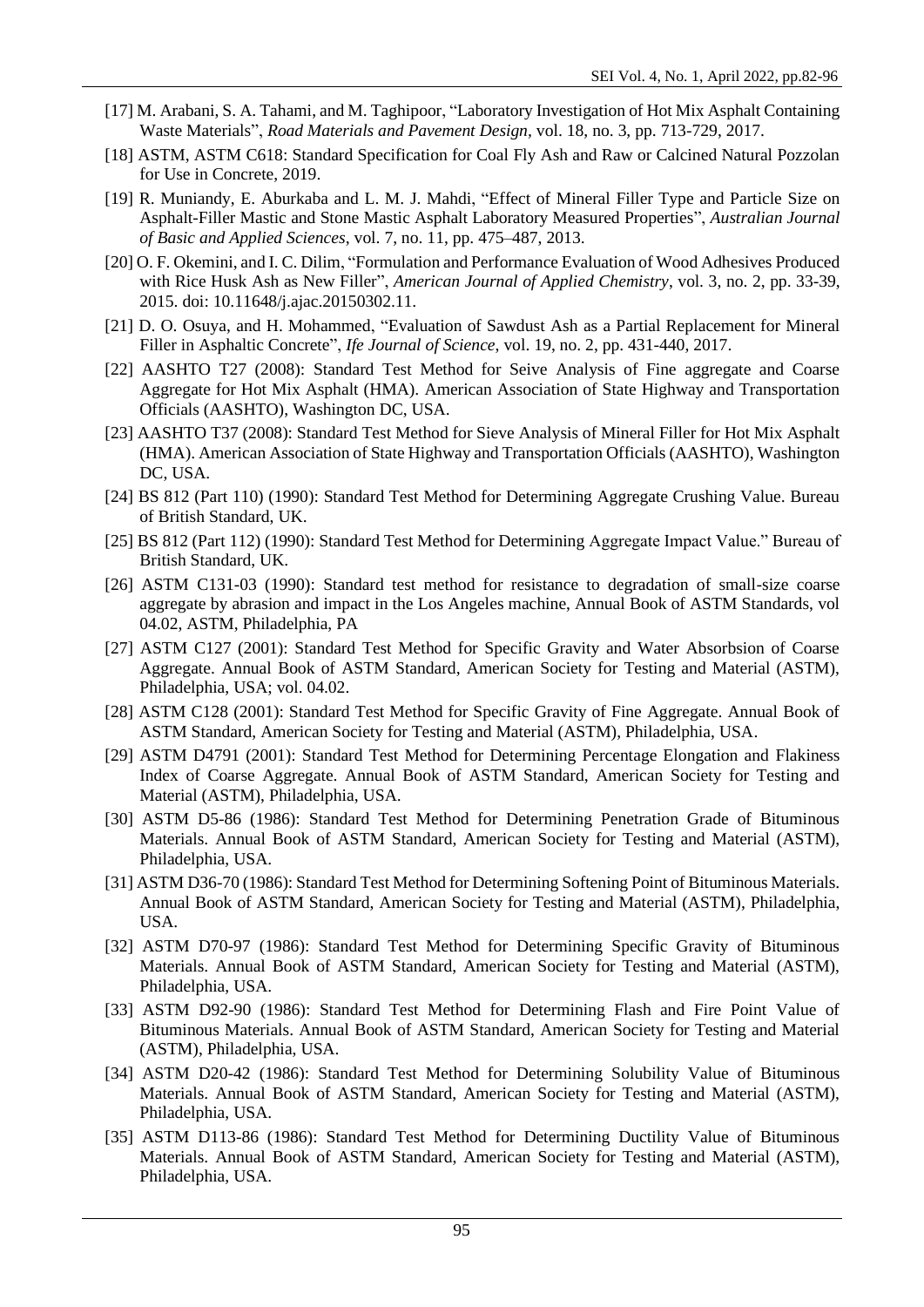[17] M. Arabani, S. A. Tahami, and M. Taghipoor, "Laboratory Investigation of Hot Mix Asphalt Containing Waste Materials", *Road Materials and Pavement Design*, vol. 18, no. 3, pp. 713-729, 2017.

[18] ASTM, ASTM C618: Standard Specification for Coal Fly Ash and Raw or Calcined Natural Pozzolan for Use in Concrete, 2019.

[19] R. Muniandy, E. Aburkaba and L. M. J. Mahdi, "Effect of Mineral Filler Type and Particle Size on Asphalt-Filler Mastic and Stone Mastic Asphalt Laboratory Measured Properties", *Australian Journal of Basic and Applied Sciences*, vol. 7, no. 11, pp. 475–487, 2013.

[20] O. F. Okemini, and I. C. Dilim, "Formulation and Performance Evaluation of Wood Adhesives Produced with Rice Husk Ash as New Filler", *American Journal of Applied Chemistry*, vol. 3, no. 2, pp. 33-39, 2015. doi: 10.11648/j.ajac.20150302.11.

[21] D. O. Osuya, and H. Mohammed, "Evaluation of Sawdust Ash as a Partial Replacement for Mineral Filler in Asphaltic Concrete", *Ife Journal of Science*, vol. 19, no. 2, pp. 431-440, 2017.

[22] AASHTO T27 (2008): Standard Test Method for Seive Analysis of Fine aggregate and Coarse Aggregate for Hot Mix Asphalt (HMA). American Association of State Highway and Transportation Officials (AASHTO), Washington DC, USA.

[23] AASHTO T37 (2008): Standard Test Method for Sieve Analysis of Mineral Filler for Hot Mix Asphalt (HMA). American Association of State Highway and Transportation Officials (AASHTO), Washington DC, USA.

[24] BS 812 (Part 110) (1990): Standard Test Method for Determining Aggregate Crushing Value. Bureau of British Standard, UK.

[25] BS 812 (Part 112) (1990): Standard Test Method for Determining Aggregate Impact Value." Bureau of British Standard, UK.

[26] ASTM C131-03 (1990): Standard test method for resistance to degradation of small-size coarse aggregate by abrasion and impact in the Los Angeles machine, Annual Book of ASTM Standards, vol 04.02, ASTM, Philadelphia, PA

[27] ASTM C127 (2001): Standard Test Method for Specific Gravity and Water Absorbsion of Coarse Aggregate. Annual Book of ASTM Standard, American Society for Testing and Material (ASTM), Philadelphia, USA; vol. 04.02.

[28] ASTM C128 (2001): Standard Test Method for Specific Gravity of Fine Aggregate. Annual Book of ASTM Standard, American Society for Testing and Material (ASTM), Philadelphia, USA.

[29] ASTM D4791 (2001): Standard Test Method for Determining Percentage Elongation and Flakiness Index of Coarse Aggregate. Annual Book of ASTM Standard, American Society for Testing and Material (ASTM), Philadelphia, USA.

[30] ASTM D5-86 (1986): Standard Test Method for Determining Penetration Grade of Bituminous Materials. Annual Book of ASTM Standard, American Society for Testing and Material (ASTM), Philadelphia, USA.

[31] ASTM D36-70 (1986): Standard Test Method for Determining Softening Point of Bituminous Materials. Annual Book of ASTM Standard, American Society for Testing and Material (ASTM), Philadelphia, USA.

[32] ASTM D70-97 (1986): Standard Test Method for Determining Specific Gravity of Bituminous Materials. Annual Book of ASTM Standard, American Society for Testing and Material (ASTM), Philadelphia, USA.

[33] ASTM D92-90 (1986): Standard Test Method for Determining Flash and Fire Point Value of Bituminous Materials. Annual Book of ASTM Standard, American Society for Testing and Material (ASTM), Philadelphia, USA.

[34] ASTM D20-42 (1986): Standard Test Method for Determining Solubility Value of Bituminous Materials. Annual Book of ASTM Standard, American Society for Testing and Material (ASTM), Philadelphia, USA.

[35] ASTM D113-86 (1986): Standard Test Method for Determining Ductility Value of Bituminous Materials. Annual Book of ASTM Standard, American Society for Testing and Material (ASTM), Philadelphia, USA.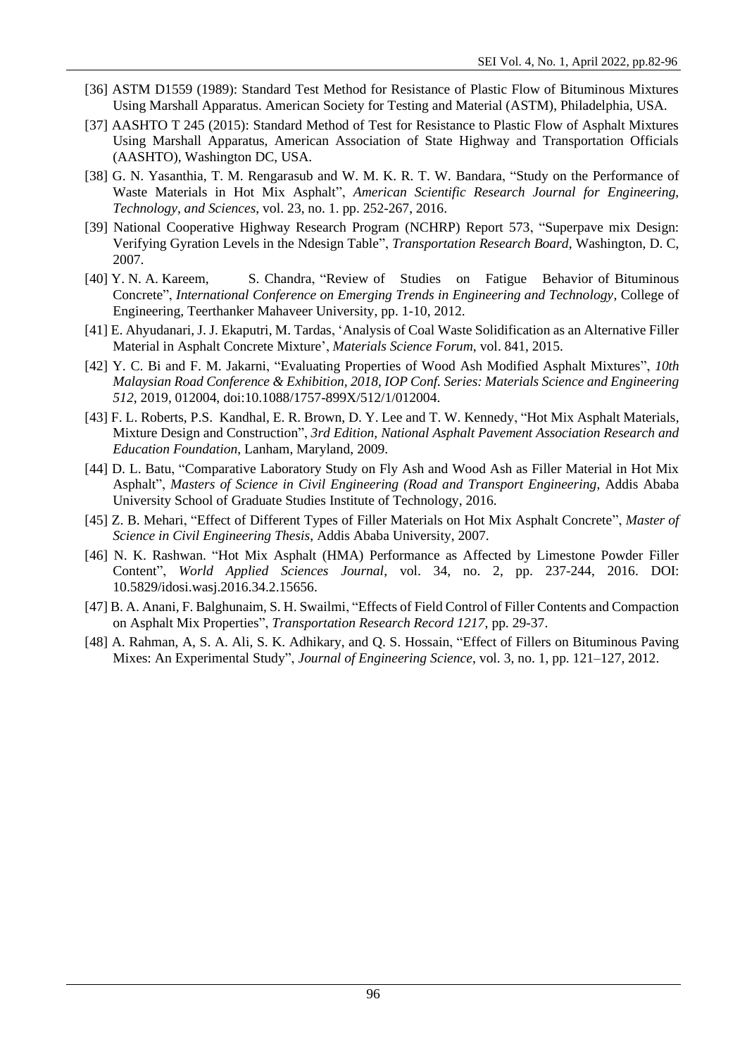[36] ASTM D1559 (1989): Standard Test Method for Resistance of Plastic Flow of Bituminous Mixtures Using Marshall Apparatus. American Society for Testing and Material (ASTM), Philadelphia, USA.

[37] AASHTO T 245 (2015): Standard Method of Test for Resistance to Plastic Flow of Asphalt Mixtures Using Marshall Apparatus, American Association of State Highway and Transportation Officials (AASHTO), Washington DC, USA.

[38] G. N. Yasanthia, T. M. Rengarasub and W. M. K. R. T. W. Bandara, "Study on the Performance of Waste Materials in Hot Mix Asphalt", *American Scientific Research Journal for Engineering, Technology, and Sciences*, vol. 23, no. 1. pp. 252-267, 2016.

[39] National Cooperative Highway Research Program (NCHRP) Report 573, "Superpave mix Design: Verifying Gyration Levels in the Ndesign Table", *Transportation Research Board*, Washington, D. C, 2007.

[40] Y. N. A. Kareem, S. Chandra, "Review of Studies on Fatigue Behavior of Bituminous Concrete", *International Conference on Emerging Trends in Engineering and Technology*, College of Engineering, Teerthanker Mahaveer University, pp. 1-10, 2012.

[41] E. Ahyudanari, J. J. Ekaputri, M. Tardas, 'Analysis of Coal Waste Solidification as an Alternative Filler Material in Asphalt Concrete Mixture', *Materials Science Forum*, vol. 841, 2015.

[42] Y. C. Bi and F. M. Jakarni, "Evaluating Properties of Wood Ash Modified Asphalt Mixtures", *10th Malaysian Road Conference & Exhibition, 2018, IOP Conf. Series: Materials Science and Engineering 512*, 2019, 012004, doi:10.1088/1757-899X/512/1/012004.

[43] F. L. Roberts, P.S. Kandhal, E. R. Brown, D. Y. Lee and T. W. Kennedy, "Hot Mix Asphalt Materials, Mixture Design and Construction", *3rd Edition, National Asphalt Pavement Association Research and Education Foundation*, Lanham, Maryland, 2009.

[44] D. L. Batu, "Comparative Laboratory Study on Fly Ash and Wood Ash as Filler Material in Hot Mix Asphalt", *Masters of Science in Civil Engineering (Road and Transport Engineering*, Addis Ababa University School of Graduate Studies Institute of Technology, 2016.

[45] Z. B. Mehari, "Effect of Different Types of Filler Materials on Hot Mix Asphalt Concrete", *Master of Science in Civil Engineering Thesis*, Addis Ababa University, 2007.

[46] N. K. Rashwan. "Hot Mix Asphalt (HMA) Performance as Affected by Limestone Powder Filler Content", *World Applied Sciences Journal*, vol. 34, no. 2, pp. 237-244, 2016. DOI: 10.5829/idosi.wasj.2016.34.2.15656.

[47] B. A. Anani, F. Balghunaim, S. H. Swailmi, "Effects of Field Control of Filler Contents and Compaction on Asphalt Mix Properties", *Transportation Research Record 1217*, pp. 29-37.

[48] A. Rahman, A, S. A. Ali, S. K. Adhikary, and Q. S. Hossain, "Effect of Fillers on Bituminous Paving Mixes: An Experimental Study", *Journal of Engineering Science*, vol. 3, no. 1, pp. 121–127, 2012.